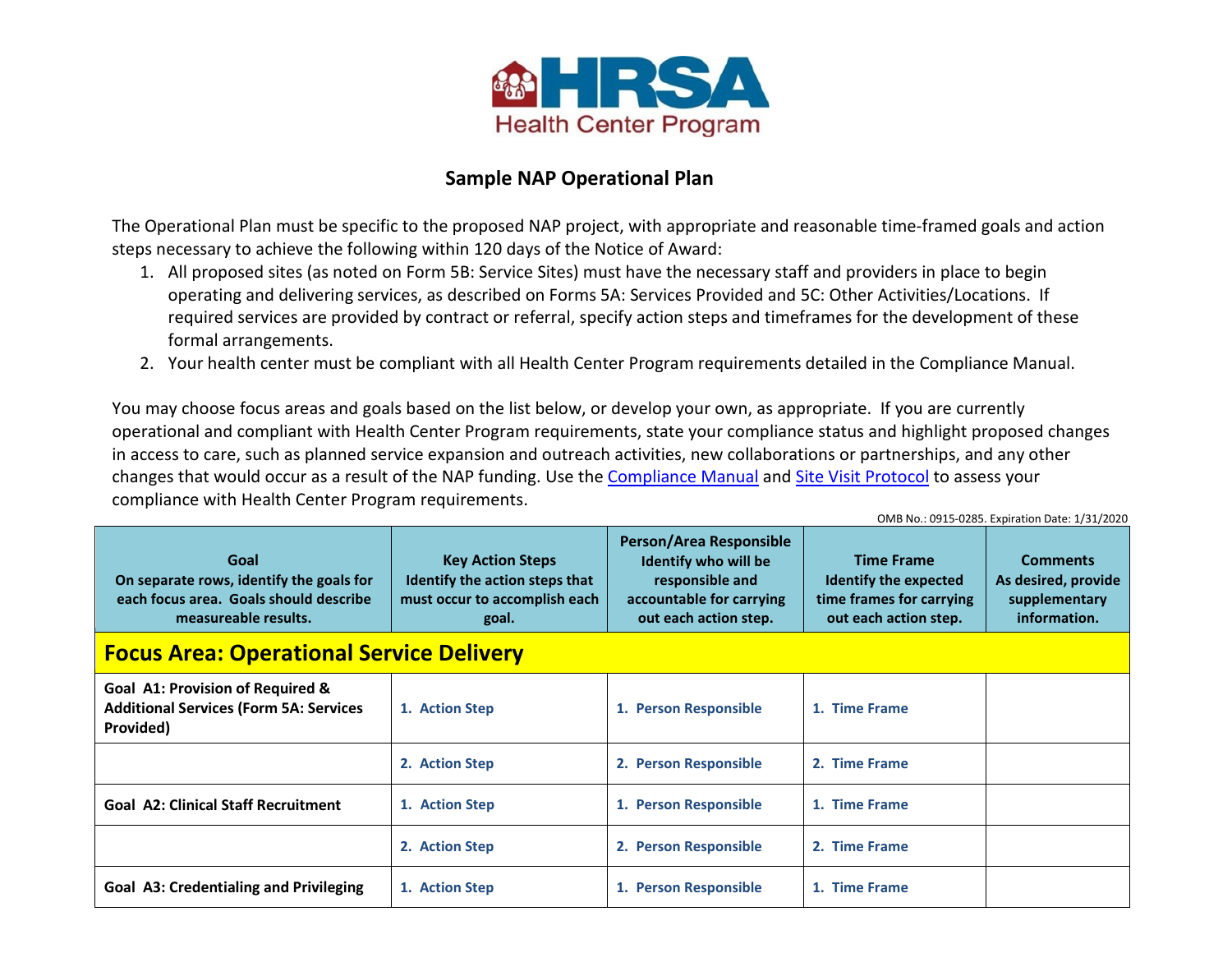HRSA Health Center Program

# Sample NAP Operational Plan

The Operational Plan must be specific to the proposed NAP project, with appropriate and reasonable time-framed goals and action steps necessary to achieve the following within 120 days of the Notice of Award:

1. All proposed sites (as noted on Form 5B: Service Sites) must have the necessary staff and providers in place to begin operating and delivering services, as described on Forms 5A: Services Provided and 5C: Other Activities/Locations. If required services are provided by contract or referral, specify action steps and timeframes for the development of these formal arrangements.
2. Your health center must be compliant with all Health Center Program requirements detailed in the Compliance Manual.

You may choose focus areas and goals based on the list below, or develop your own, as appropriate. If you are currently operational and compliant with Health Center Program requirements, state your compliance status and highlight proposed changes in access to care, such as planned service expansion and outreach activities, new collaborations or partnerships, and any other changes that would occur as a result of the NAP funding. Use the Compliance Manual and Site Visit Protocol to assess your compliance with Health Center Program requirements.

OMB No.: 0915-0285. Expiration Date: 1/31/2020

| Goal<br>On separate rows, identify the goals for each focus area. Goals should describe measureable results. | Key Action Steps<br>Identify the action steps that must occur to accomplish each goal. | Person/Area Responsible<br>Identify who will be responsible and accountable for carrying out each action step. | Time Frame<br>Identify the expected time frames for carrying out each action step. | Comments<br>As desired, provide supplementary information. |
|---|---|---|---|---|
| **Focus Area: Operational Service Delivery** | | | | |
| **Goal A1: Provision of Required & Additional Services (Form 5A: Services Provided)** | 1. Action Step | 1. Person Responsible | 1. Time Frame | |
| | 2. Action Step | 2. Person Responsible | 2. Time Frame | |
| **Goal A2: Clinical Staff Recruitment** | 1. Action Step | 1. Person Responsible | 1. Time Frame | |
| | 2. Action Step | 2. Person Responsible | 2. Time Frame | |
| **Goal A3: Credentialing and Privileging** | 1. Action Step | 1. Person Responsible | 1. Time Frame | |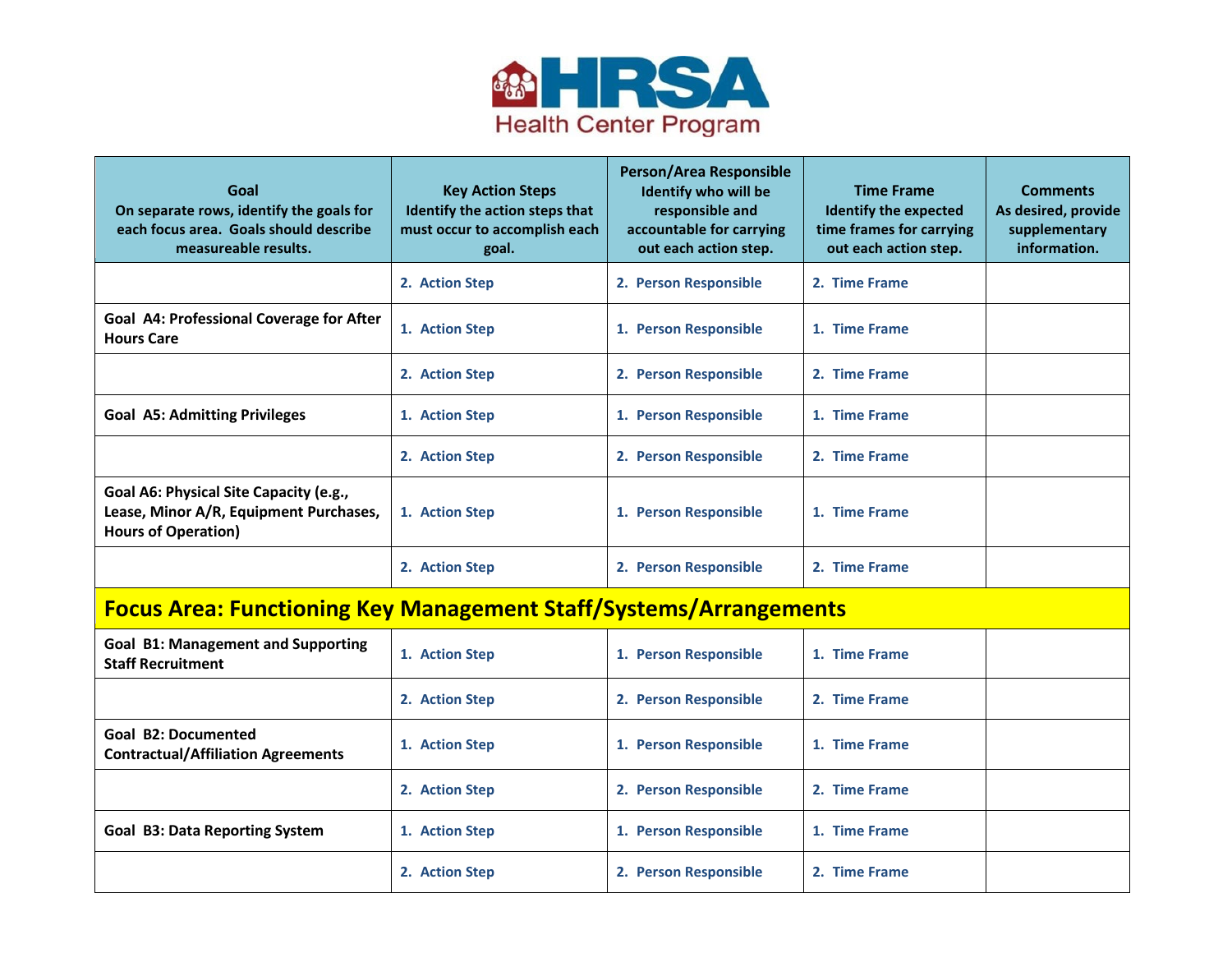| Goal<br>On separate rows, identify the goals for each focus area. Goals should describe measureable results. | Key Action Steps<br>Identify the action steps that must occur to accomplish each goal. | Person/Area Responsible<br>Identify who will be responsible and accountable for carrying out each action step. | Time Frame<br>Identify the expected time frames for carrying out each action step. | Comments<br>As desired, provide supplementary information. |
|---|---|---|---|---|
| | 2. Action Step | 2. Person Responsible | 2. Time Frame | |
| **Goal A4: Professional Coverage for After Hours Care** | 1. Action Step | 1. Person Responsible | 1. Time Frame | |
| | 2. Action Step | 2. Person Responsible | 2. Time Frame | |
| **Goal A5: Admitting Privileges** | 1. Action Step | 1. Person Responsible | 1. Time Frame | |
| | 2. Action Step | 2. Person Responsible | 2. Time Frame | |
| **Goal A6: Physical Site Capacity (e.g., Lease, Minor A/R, Equipment Purchases, Hours of Operation)** | 1. Action Step | 1. Person Responsible | 1. Time Frame | |
| | 2. Action Step | 2. Person Responsible | 2. Time Frame | |
| **Focus Area: Functioning Key Management Staff/Systems/Arrangements** | | | | |
| **Goal B1: Management and Supporting Staff Recruitment** | 1. Action Step | 1. Person Responsible | 1. Time Frame | |
| | 2. Action Step | 2. Person Responsible | 2. Time Frame | |
| **Goal B2: Documented Contractual/Affiliation Agreements** | 1. Action Step | 1. Person Responsible | 1. Time Frame | |
| | 2. Action Step | 2. Person Responsible | 2. Time Frame | |
| **Goal B3: Data Reporting System** | 1. Action Step | 1. Person Responsible | 1. Time Frame | |
| | 2. Action Step | 2. Person Responsible | 2. Time Frame | |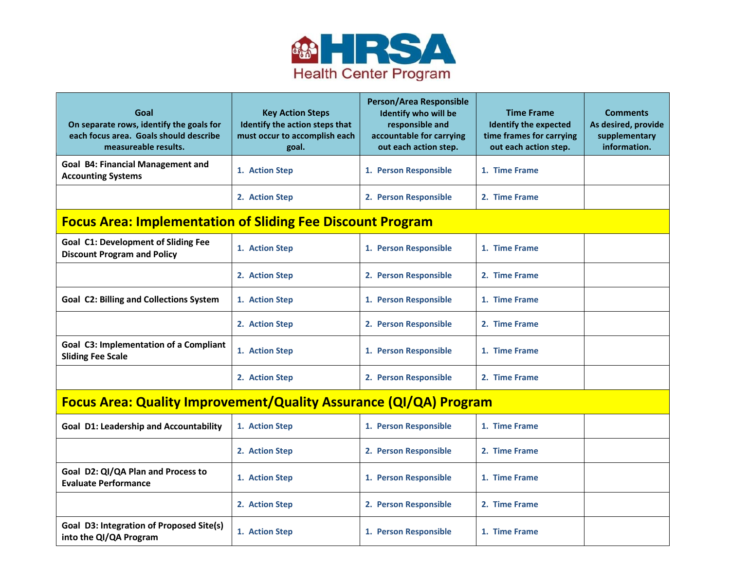| Goal<br>On separate rows, identify the goals for each focus area. Goals should describe measureable results. | Key Action Steps<br>Identify the action steps that must occur to accomplish each goal. | Person/Area Responsible<br>Identify who will be responsible and accountable for carrying out each action step. | Time Frame<br>Identify the expected time frames for carrying out each action step. | Comments<br>As desired, provide supplementary information. |
|---|---|---|---|---|
| **Goal B4: Financial Management and Accounting Systems** | 1. Action Step | 1. Person Responsible | 1. Time Frame | |
| | 2. Action Step | 2. Person Responsible | 2. Time Frame | |
| **Focus Area: Implementation of Sliding Fee Discount Program** | | | | |
| **Goal C1: Development of Sliding Fee Discount Program and Policy** | 1. Action Step | 1. Person Responsible | 1. Time Frame | |
| | 2. Action Step | 2. Person Responsible | 2. Time Frame | |
| **Goal C2: Billing and Collections System** | 1. Action Step | 1. Person Responsible | 1. Time Frame | |
| | 2. Action Step | 2. Person Responsible | 2. Time Frame | |
| **Goal C3: Implementation of a Compliant Sliding Fee Scale** | 1. Action Step | 1. Person Responsible | 1. Time Frame | |
| | 2. Action Step | 2. Person Responsible | 2. Time Frame | |
| **Focus Area: Quality Improvement/Quality Assurance (QI/QA) Program** | | | | |
| **Goal D1: Leadership and Accountability** | 1. Action Step | 1. Person Responsible | 1. Time Frame | |
| | 2. Action Step | 2. Person Responsible | 2. Time Frame | |
| **Goal D2: QI/QA Plan and Process to Evaluate Performance** | 1. Action Step | 1. Person Responsible | 1. Time Frame | |
| | 2. Action Step | 2. Person Responsible | 2. Time Frame | |
| **Goal D3: Integration of Proposed Site(s) into the QI/QA Program** | 1. Action Step | 1. Person Responsible | 1. Time Frame | |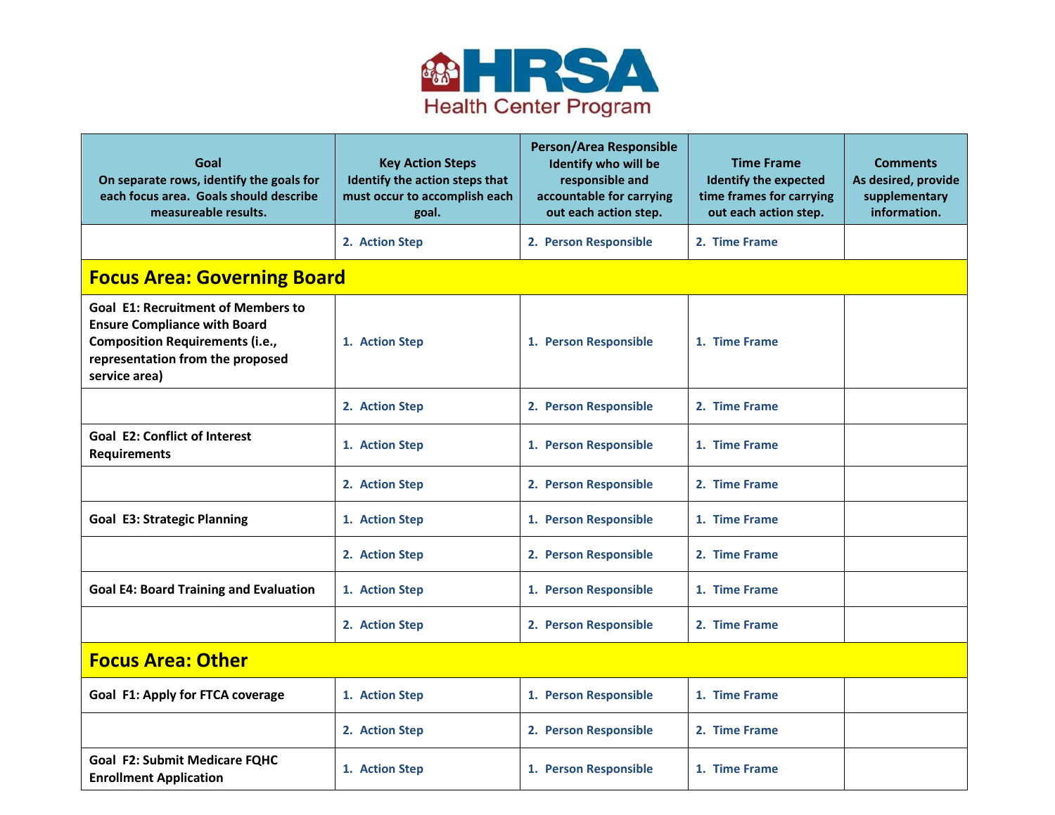| Goal On separate rows, identify the goals for each focus area. Goals should describe measureable results. | Key Action Steps Identify the action steps that must occur to accomplish each goal. | Person/Area Responsible Identify who will be responsible and accountable for carrying out each action step. | Time Frame Identify the expected time frames for carrying out each action step. | Comments As desired, provide supplementary information. |
|---|---|---|---|---|
| | 2. Action Step | 2. Person Responsible | 2. Time Frame | |
| **Focus Area: Governing Board** | | | | |
| **Goal E1: Recruitment of Members to Ensure Compliance with Board Composition Requirements (i.e., representation from the proposed service area)** | 1. Action Step | 1. Person Responsible | 1. Time Frame | |
| | 2. Action Step | 2. Person Responsible | 2. Time Frame | |
| **Goal E2: Conflict of Interest Requirements** | 1. Action Step | 1. Person Responsible | 1. Time Frame | |
| | 2. Action Step | 2. Person Responsible | 2. Time Frame | |
| **Goal E3: Strategic Planning** | 1. Action Step | 1. Person Responsible | 1. Time Frame | |
| | 2. Action Step | 2. Person Responsible | 2. Time Frame | |
| **Goal E4: Board Training and Evaluation** | 1. Action Step | 1. Person Responsible | 1. Time Frame | |
| | 2. Action Step | 2. Person Responsible | 2. Time Frame | |
| **Focus Area: Other** | | | | |
| **Goal F1: Apply for FTCA coverage** | 1. Action Step | 1. Person Responsible | 1. Time Frame | |
| | 2. Action Step | 2. Person Responsible | 2. Time Frame | |
| **Goal F2: Submit Medicare FQHC Enrollment Application** | 1. Action Step | 1. Person Responsible | 1. Time Frame | |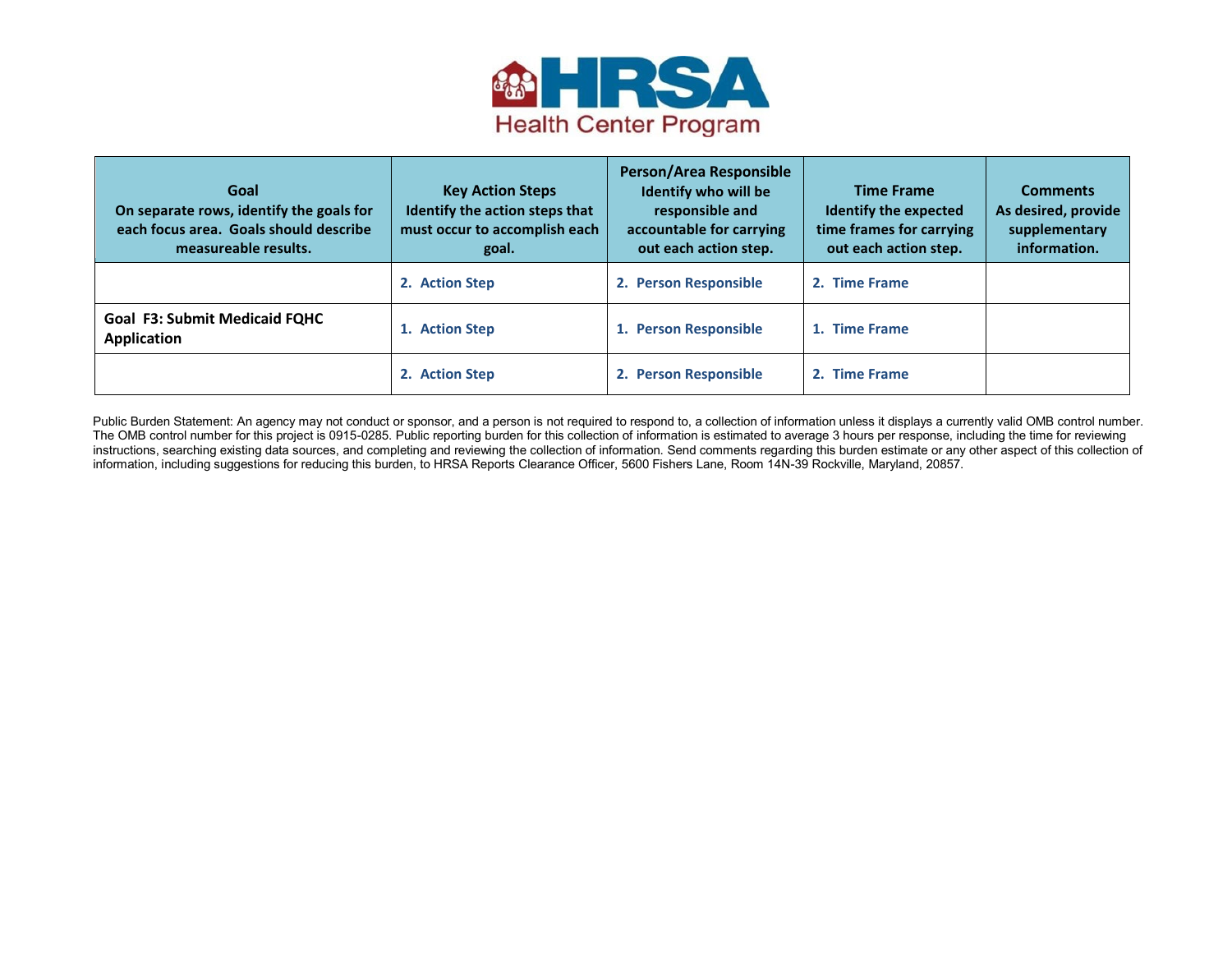HRSA Health Center Program

| Goal<br>On separate rows, identify the goals for each focus area. Goals should describe measureable results. | Key Action Steps<br>Identify the action steps that must occur to accomplish each goal. | Person/Area Responsible<br>Identify who will be responsible and accountable for carrying out each action step. | Time Frame<br>Identify the expected time frames for carrying out each action step. | Comments<br>As desired, provide supplementary information. |
|---|---|---|---|---|
| | 2. Action Step | 2. Person Responsible | 2. Time Frame | |
| **Goal F3: Submit Medicaid FQHC Application** | 1. Action Step | 1. Person Responsible | 1. Time Frame | |
| | 2. Action Step | 2. Person Responsible | 2. Time Frame | |

Public Burden Statement: An agency may not conduct or sponsor, and a person is not required to respond to, a collection of information unless it displays a currently valid OMB control number. The OMB control number for this project is 0915-0285. Public reporting burden for this collection of information is estimated to average 3 hours per response, including the time for reviewing instructions, searching existing data sources, and completing and reviewing the collection of information. Send comments regarding this burden estimate or any other aspect of this collection of information, including suggestions for reducing this burden, to HRSA Reports Clearance Officer, 5600 Fishers Lane, Room 14N-39 Rockville, Maryland, 20857.